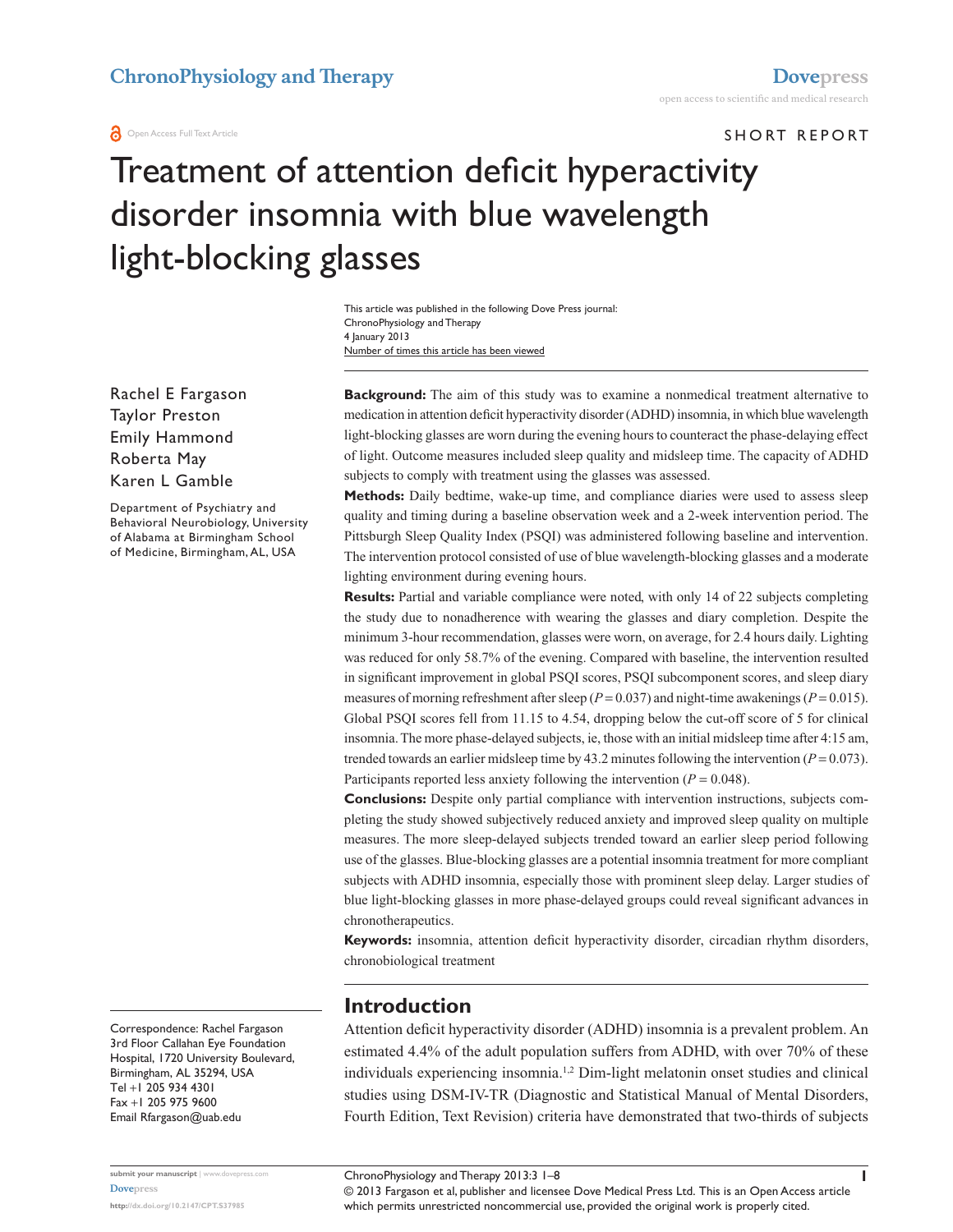SHORT REPORT

# Treatment of attention deficit hyperactivity disorder insomnia with blue wavelength light-blocking glasses

This article was published in the following Dove Press journal:
ChronoPhysiology and Therapy
4 January 2013
Number of times this article has been viewed

Rachel E Fargason
Taylor Preston
Emily Hammond
Roberta May
Karen L Gamble

Department of Psychiatry and Behavioral Neurobiology, University of Alabama at Birmingham School of Medicine, Birmingham, AL, USA

Correspondence: Rachel Fargason
3rd Floor Callahan Eye Foundation Hospital, 1720 University Boulevard, Birmingham, AL 35294, USA
Tel +1 205 934 4301
Fax +1 205 975 9600
Email Rfargason@uab.edu

**Background:** The aim of this study was to examine a nonmedical treatment alternative to medication in attention deficit hyperactivity disorder (ADHD) insomnia, in which blue wavelength light-blocking glasses are worn during the evening hours to counteract the phase-delaying effect of light. Outcome measures included sleep quality and midsleep time. The capacity of ADHD subjects to comply with treatment using the glasses was assessed.

**Methods:** Daily bedtime, wake-up time, and compliance diaries were used to assess sleep quality and timing during a baseline observation week and a 2-week intervention period. The Pittsburgh Sleep Quality Index (PSQI) was administered following baseline and intervention. The intervention protocol consisted of use of blue wavelength-blocking glasses and a moderate lighting environment during evening hours.

**Results:** Partial and variable compliance were noted, with only 14 of 22 subjects completing the study due to nonadherence with wearing the glasses and diary completion. Despite the minimum 3-hour recommendation, glasses were worn, on average, for 2.4 hours daily. Lighting was reduced for only 58.7% of the evening. Compared with baseline, the intervention resulted in significant improvement in global PSQI scores, PSQI subcomponent scores, and sleep diary measures of morning refreshment after sleep ($P = 0.037$) and night-time awakenings ($P = 0.015$). Global PSQI scores fell from 11.15 to 4.54, dropping below the cut-off score of 5 for clinical insomnia. The more phase-delayed subjects, ie, those with an initial midsleep time after 4:15 am, trended towards an earlier midsleep time by 43.2 minutes following the intervention ($P = 0.073$). Participants reported less anxiety following the intervention ($P = 0.048$).

**Conclusions:** Despite only partial compliance with intervention instructions, subjects completing the study showed subjectively reduced anxiety and improved sleep quality on multiple measures. The more sleep-delayed subjects trended toward an earlier sleep period following use of the glasses. Blue-blocking glasses are a potential insomnia treatment for more compliant subjects with ADHD insomnia, especially those with prominent sleep delay. Larger studies of blue light-blocking glasses in more phase-delayed groups could reveal significant advances in chronotherapeutics.

**Keywords:** insomnia, attention deficit hyperactivity disorder, circadian rhythm disorders, chronobiological treatment

## Introduction

Attention deficit hyperactivity disorder (ADHD) insomnia is a prevalent problem. An estimated 4.4% of the adult population suffers from ADHD, with over 70% of these individuals experiencing insomnia.[1,2] Dim-light melatonin onset studies and clinical studies using DSM-IV-TR (Diagnostic and Statistical Manual of Mental Disorders, Fourth Edition, Text Revision) criteria have demonstrated that two-thirds of subjects

© 2013 Fargason et al, publisher and licensee Dove Medical Press Ltd. This is an Open Access article which permits unrestricted noncommercial use, provided the original work is properly cited.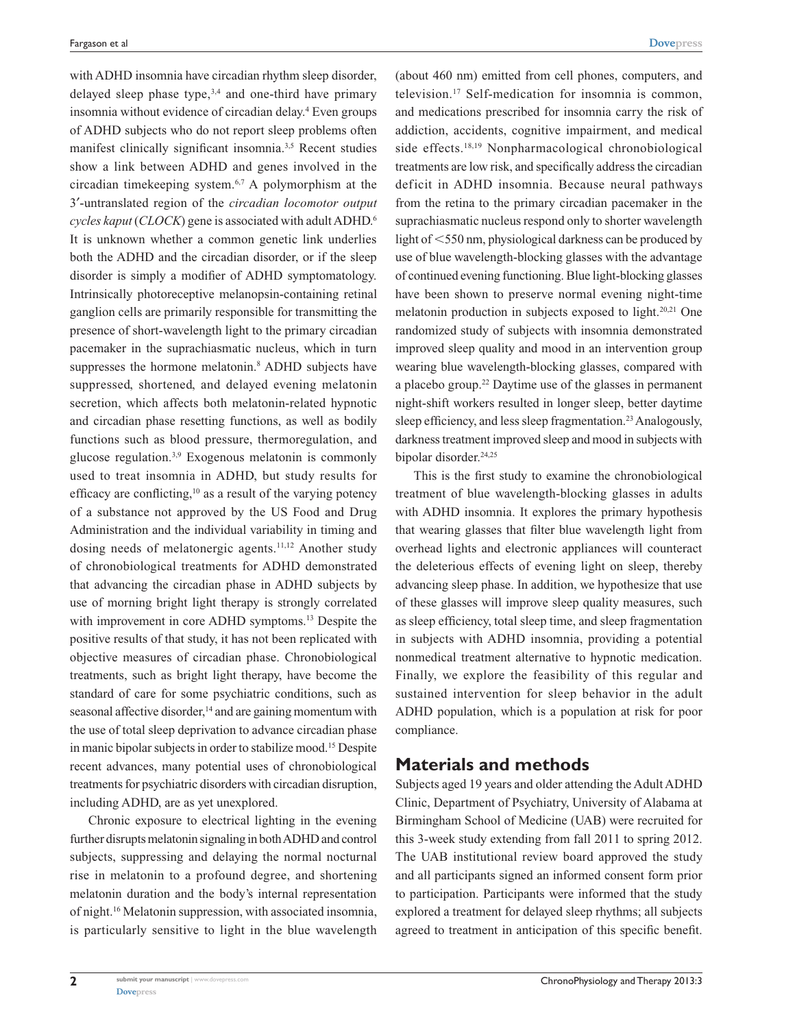with ADHD insomnia have circadian rhythm sleep disorder, delayed sleep phase type,[3,4] and one-third have primary insomnia without evidence of circadian delay.[4] Even groups of ADHD subjects who do not report sleep problems often manifest clinically significant insomnia.[3,5] Recent studies show a link between ADHD and genes involved in the circadian timekeeping system.[6,7] A polymorphism at the 3′-untranslated region of the *circadian locomotor output cycles kaput* (*CLOCK*) gene is associated with adult ADHD.[6] It is unknown whether a common genetic link underlies both the ADHD and the circadian disorder, or if the sleep disorder is simply a modifier of ADHD symptomatology. Intrinsically photoreceptive melanopsin-containing retinal ganglion cells are primarily responsible for transmitting the presence of short-wavelength light to the primary circadian pacemaker in the suprachiasmatic nucleus, which in turn suppresses the hormone melatonin.[8] ADHD subjects have suppressed, shortened, and delayed evening melatonin secretion, which affects both melatonin-related hypnotic and circadian phase resetting functions, as well as bodily functions such as blood pressure, thermoregulation, and glucose regulation.[3,9] Exogenous melatonin is commonly used to treat insomnia in ADHD, but study results for efficacy are conflicting,[10] as a result of the varying potency of a substance not approved by the US Food and Drug Administration and the individual variability in timing and dosing needs of melatonergic agents.[11,12] Another study of chronobiological treatments for ADHD demonstrated that advancing the circadian phase in ADHD subjects by use of morning bright light therapy is strongly correlated with improvement in core ADHD symptoms.[13] Despite the positive results of that study, it has not been replicated with objective measures of circadian phase. Chronobiological treatments, such as bright light therapy, have become the standard of care for some psychiatric conditions, such as seasonal affective disorder,[14] and are gaining momentum with the use of total sleep deprivation to advance circadian phase in manic bipolar subjects in order to stabilize mood.[15] Despite recent advances, many potential uses of chronobiological treatments for psychiatric disorders with circadian disruption, including ADHD, are as yet unexplored.

Chronic exposure to electrical lighting in the evening further disrupts melatonin signaling in both ADHD and control subjects, suppressing and delaying the normal nocturnal rise in melatonin to a profound degree, and shortening melatonin duration and the body's internal representation of night.[16] Melatonin suppression, with associated insomnia, is particularly sensitive to light in the blue wavelength (about 460 nm) emitted from cell phones, computers, and television.[17] Self-medication for insomnia is common, and medications prescribed for insomnia carry the risk of addiction, accidents, cognitive impairment, and medical side effects.[18,19] Nonpharmacological chronobiological treatments are low risk, and specifically address the circadian deficit in ADHD insomnia. Because neural pathways from the retina to the primary circadian pacemaker in the suprachiasmatic nucleus respond only to shorter wavelength light of <550 nm, physiological darkness can be produced by use of blue wavelength-blocking glasses with the advantage of continued evening functioning. Blue light-blocking glasses have been shown to preserve normal evening night-time melatonin production in subjects exposed to light.[20,21] One randomized study of subjects with insomnia demonstrated improved sleep quality and mood in an intervention group wearing blue wavelength-blocking glasses, compared with a placebo group.[22] Daytime use of the glasses in permanent night-shift workers resulted in longer sleep, better daytime sleep efficiency, and less sleep fragmentation.[23] Analogously, darkness treatment improved sleep and mood in subjects with bipolar disorder.[24,25]

This is the first study to examine the chronobiological treatment of blue wavelength-blocking glasses in adults with ADHD insomnia. It explores the primary hypothesis that wearing glasses that filter blue wavelength light from overhead lights and electronic appliances will counteract the deleterious effects of evening light on sleep, thereby advancing sleep phase. In addition, we hypothesize that use of these glasses will improve sleep quality measures, such as sleep efficiency, total sleep time, and sleep fragmentation in subjects with ADHD insomnia, providing a potential nonmedical treatment alternative to hypnotic medication. Finally, we explore the feasibility of this regular and sustained intervention for sleep behavior in the adult ADHD population, which is a population at risk for poor compliance.

## Materials and methods

Subjects aged 19 years and older attending the Adult ADHD Clinic, Department of Psychiatry, University of Alabama at Birmingham School of Medicine (UAB) were recruited for this 3-week study extending from fall 2011 to spring 2012. The UAB institutional review board approved the study and all participants signed an informed consent form prior to participation. Participants were informed that the study explored a treatment for delayed sleep rhythms; all subjects agreed to treatment in anticipation of this specific benefit.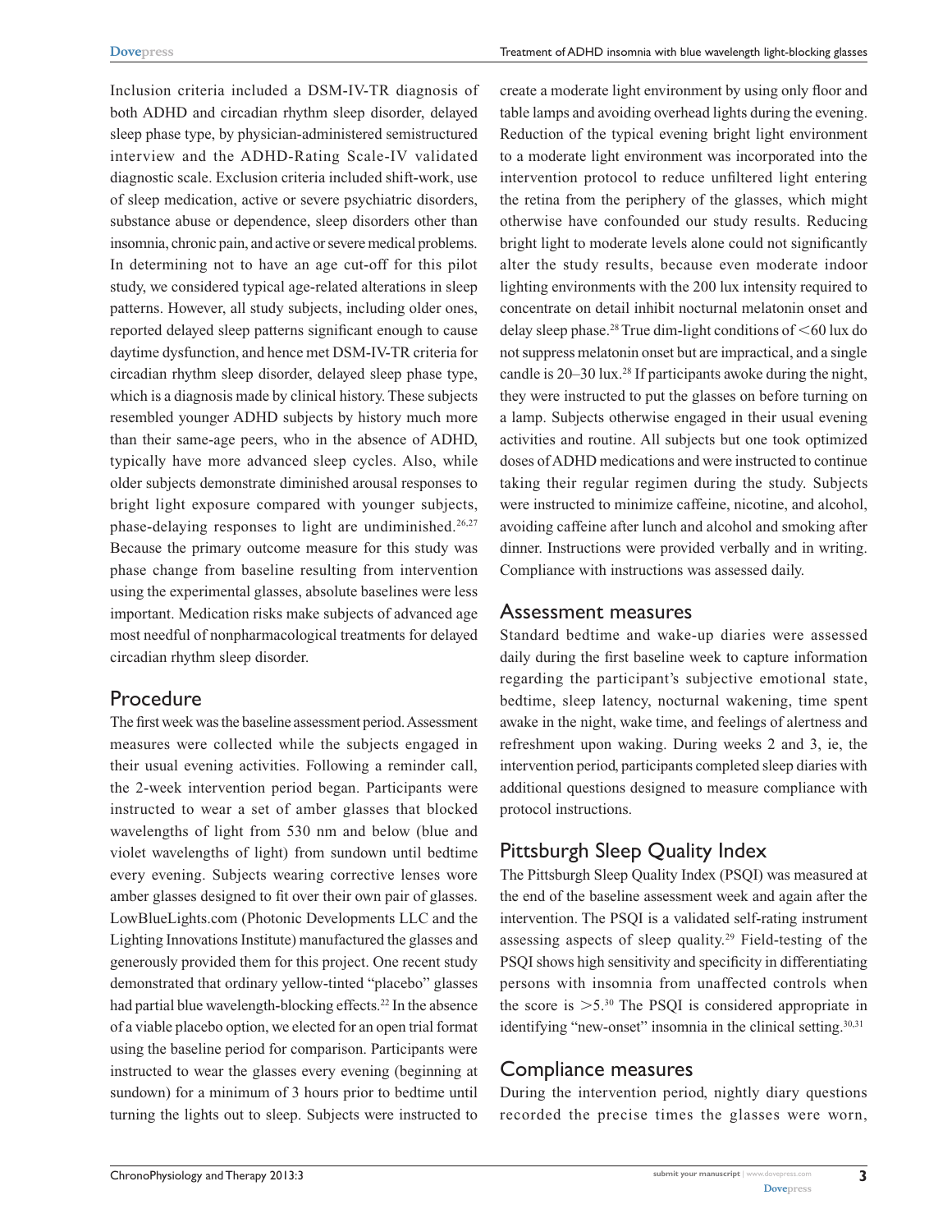Inclusion criteria included a DSM-IV-TR diagnosis of both ADHD and circadian rhythm sleep disorder, delayed sleep phase type, by physician-administered semistructured interview and the ADHD-Rating Scale-IV validated diagnostic scale. Exclusion criteria included shift-work, use of sleep medication, active or severe psychiatric disorders, substance abuse or dependence, sleep disorders other than insomnia, chronic pain, and active or severe medical problems. In determining not to have an age cut-off for this pilot study, we considered typical age-related alterations in sleep patterns. However, all study subjects, including older ones, reported delayed sleep patterns significant enough to cause daytime dysfunction, and hence met DSM-IV-TR criteria for circadian rhythm sleep disorder, delayed sleep phase type, which is a diagnosis made by clinical history. These subjects resembled younger ADHD subjects by history much more than their same-age peers, who in the absence of ADHD, typically have more advanced sleep cycles. Also, while older subjects demonstrate diminished arousal responses to bright light exposure compared with younger subjects, phase-delaying responses to light are undiminished.[26,27] Because the primary outcome measure for this study was phase change from baseline resulting from intervention using the experimental glasses, absolute baselines were less important. Medication risks make subjects of advanced age most needful of nonpharmacological treatments for delayed circadian rhythm sleep disorder.

## Procedure

The first week was the baseline assessment period. Assessment measures were collected while the subjects engaged in their usual evening activities. Following a reminder call, the 2-week intervention period began. Participants were instructed to wear a set of amber glasses that blocked wavelengths of light from 530 nm and below (blue and violet wavelengths of light) from sundown until bedtime every evening. Subjects wearing corrective lenses wore amber glasses designed to fit over their own pair of glasses. LowBlueLights.com (Photonic Developments LLC and the Lighting Innovations Institute) manufactured the glasses and generously provided them for this project. One recent study demonstrated that ordinary yellow-tinted "placebo" glasses had partial blue wavelength-blocking effects.[22] In the absence of a viable placebo option, we elected for an open trial format using the baseline period for comparison. Participants were instructed to wear the glasses every evening (beginning at sundown) for a minimum of 3 hours prior to bedtime until turning the lights out to sleep. Subjects were instructed to create a moderate light environment by using only floor and table lamps and avoiding overhead lights during the evening. Reduction of the typical evening bright light environment to a moderate light environment was incorporated into the intervention protocol to reduce unfiltered light entering the retina from the periphery of the glasses, which might otherwise have confounded our study results. Reducing bright light to moderate levels alone could not significantly alter the study results, because even moderate indoor lighting environments with the 200 lux intensity required to concentrate on detail inhibit nocturnal melatonin onset and delay sleep phase.[28] True dim-light conditions of <60 lux do not suppress melatonin onset but are impractical, and a single candle is 20–30 lux.[28] If participants awoke during the night, they were instructed to put the glasses on before turning on a lamp. Subjects otherwise engaged in their usual evening activities and routine. All subjects but one took optimized doses of ADHD medications and were instructed to continue taking their regular regimen during the study. Subjects were instructed to minimize caffeine, nicotine, and alcohol, avoiding caffeine after lunch and alcohol and smoking after dinner. Instructions were provided verbally and in writing. Compliance with instructions was assessed daily.

## Assessment measures

Standard bedtime and wake-up diaries were assessed daily during the first baseline week to capture information regarding the participant's subjective emotional state, bedtime, sleep latency, nocturnal wakening, time spent awake in the night, wake time, and feelings of alertness and refreshment upon waking. During weeks 2 and 3, ie, the intervention period, participants completed sleep diaries with additional questions designed to measure compliance with protocol instructions.

## Pittsburgh Sleep Quality Index

The Pittsburgh Sleep Quality Index (PSQI) was measured at the end of the baseline assessment week and again after the intervention. The PSQI is a validated self-rating instrument assessing aspects of sleep quality.[29] Field-testing of the PSQI shows high sensitivity and specificity in differentiating persons with insomnia from unaffected controls when the score is >5.[30] The PSQI is considered appropriate in identifying "new-onset" insomnia in the clinical setting.[30,31]

## Compliance measures

During the intervention period, nightly diary questions recorded the precise times the glasses were worn,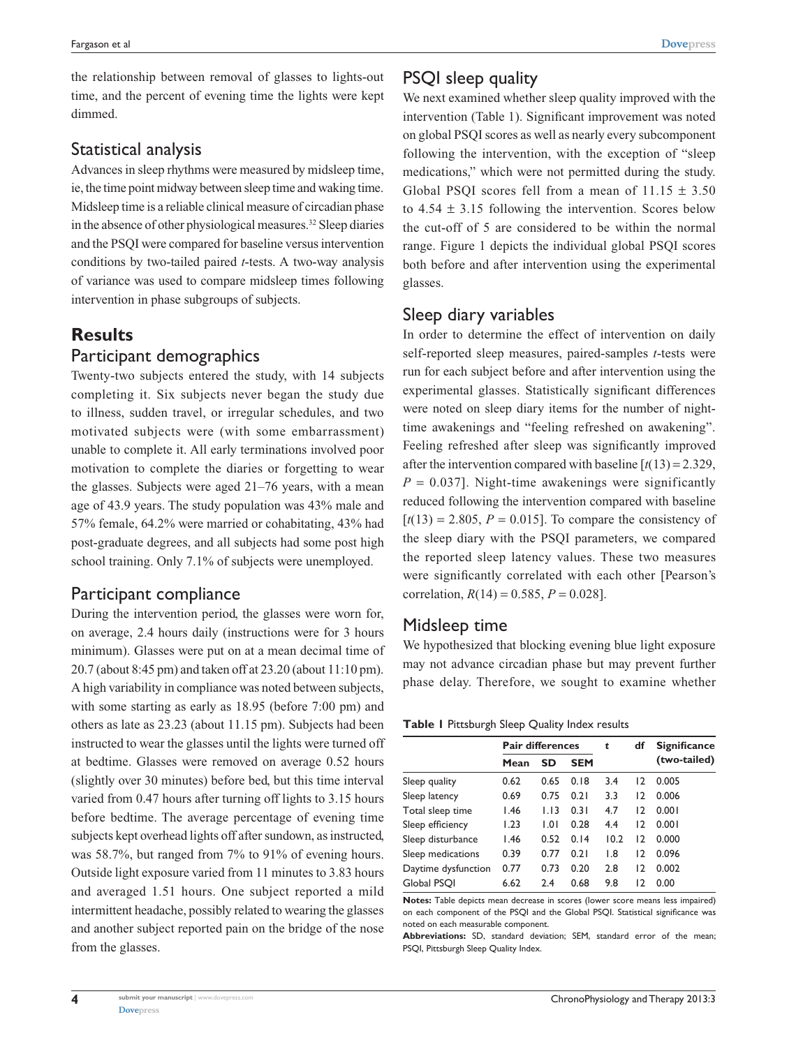the relationship between removal of glasses to lights-out time, and the percent of evening time the lights were kept dimmed.

## Statistical analysis

Advances in sleep rhythms were measured by midsleep time, ie, the time point midway between sleep time and waking time. Midsleep time is a reliable clinical measure of circadian phase in the absence of other physiological measures.[32] Sleep diaries and the PSQI were compared for baseline versus intervention conditions by two-tailed paired *t*-tests. A two-way analysis of variance was used to compare midsleep times following intervention in phase subgroups of subjects.

# Results

## Participant demographics

Twenty-two subjects entered the study, with 14 subjects completing it. Six subjects never began the study due to illness, sudden travel, or irregular schedules, and two motivated subjects were (with some embarrassment) unable to complete it. All early terminations involved poor motivation to complete the diaries or forgetting to wear the glasses. Subjects were aged 21–76 years, with a mean age of 43.9 years. The study population was 43% male and 57% female, 64.2% were married or cohabitating, 43% had post-graduate degrees, and all subjects had some post high school training. Only 7.1% of subjects were unemployed.

## Participant compliance

During the intervention period, the glasses were worn for, on average, 2.4 hours daily (instructions were for 3 hours minimum). Glasses were put on at a mean decimal time of 20.7 (about 8:45 pm) and taken off at 23.20 (about 11:10 pm). A high variability in compliance was noted between subjects, with some starting as early as 18.95 (before 7:00 pm) and others as late as 23.23 (about 11.15 pm). Subjects had been instructed to wear the glasses until the lights were turned off at bedtime. Glasses were removed on average 0.52 hours (slightly over 30 minutes) before bed, but this time interval varied from 0.47 hours after turning off lights to 3.15 hours before bedtime. The average percentage of evening time subjects kept overhead lights off after sundown, as instructed, was 58.7%, but ranged from 7% to 91% of evening hours. Outside light exposure varied from 11 minutes to 3.83 hours and averaged 1.51 hours. One subject reported a mild intermittent headache, possibly related to wearing the glasses and another subject reported pain on the bridge of the nose from the glasses.

## PSQI sleep quality

We next examined whether sleep quality improved with the intervention (Table 1). Significant improvement was noted on global PSQI scores as well as nearly every subcomponent following the intervention, with the exception of "sleep medications," which were not permitted during the study. Global PSQI scores fell from a mean of $11.15 \pm 3.50$ to $4.54 \pm 3.15$ following the intervention. Scores below the cut-off of 5 are considered to be within the normal range. Figure 1 depicts the individual global PSQI scores both before and after intervention using the experimental glasses.

## Sleep diary variables

In order to determine the effect of intervention on daily self-reported sleep measures, paired-samples *t*-tests were run for each subject before and after intervention using the experimental glasses. Statistically significant differences were noted on sleep diary items for the number of night-time awakenings and "feeling refreshed on awakening". Feeling refreshed after sleep was significantly improved after the intervention compared with baseline [$t(13) = 2.329$, $P = 0.037$]. Night-time awakenings were significantly reduced following the intervention compared with baseline [$t(13) = 2.805$, $P = 0.015$]. To compare the consistency of the sleep diary with the PSQI parameters, we compared the reported sleep latency values. These two measures were significantly correlated with each other [Pearson's correlation, $R(14) = 0.585$, $P = 0.028$].

## Midsleep time

We hypothesized that blocking evening blue light exposure may not advance circadian phase but may prevent further phase delay. Therefore, we sought to examine whether

**Table 1** Pittsburgh Sleep Quality Index results

| | Pair differences | | | *t* | df | Significance (two-tailed) |
|---|---|---|---|---|---|---|
| | Mean | SD | SEM | | | |
| Sleep quality | 0.62 | 0.65 | 0.18 | 3.4 | 12 | 0.005 |
| Sleep latency | 0.69 | 0.75 | 0.21 | 3.3 | 12 | 0.006 |
| Total sleep time | 1.46 | 1.13 | 0.31 | 4.7 | 12 | 0.001 |
| Sleep efficiency | 1.23 | 1.01 | 0.28 | 4.4 | 12 | 0.001 |
| Sleep disturbance | 1.46 | 0.52 | 0.14 | 10.2 | 12 | 0.000 |
| Sleep medications | 0.39 | 0.77 | 0.21 | 1.8 | 12 | 0.096 |
| Daytime dysfunction | 0.77 | 0.73 | 0.20 | 2.8 | 12 | 0.002 |
| Global PSQI | 6.62 | 2.4 | 0.68 | 9.8 | 12 | 0.00 |

**Notes:** Table depicts mean decrease in scores (lower score means less impaired) on each component of the PSQI and the Global PSQI. Statistical significance was noted on each measurable component.

**Abbreviations:** SD, standard deviation; SEM, standard error of the mean; PSQI, Pittsburgh Sleep Quality Index.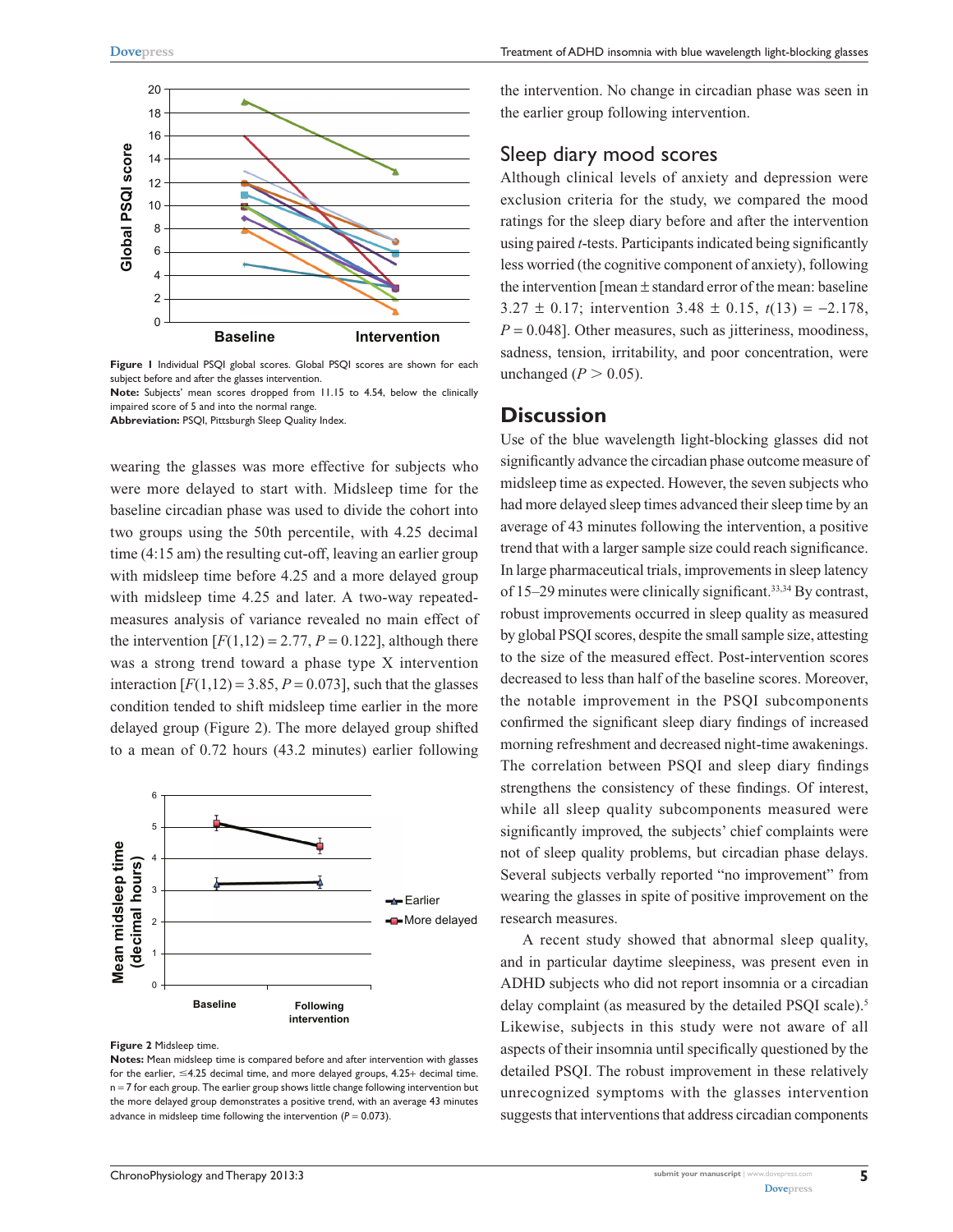Figure 1 Individual PSQI global scores. Global PSQI scores are shown for each subject before and after the glasses intervention.
**Note:** Subjects' mean scores dropped from 11.15 to 4.54, below the clinically impaired score of 5 and into the normal range.
**Abbreviation:** PSQI, Pittsburgh Sleep Quality Index.

wearing the glasses was more effective for subjects who were more delayed to start with. Midsleep time for the baseline circadian phase was used to divide the cohort into two groups using the 50th percentile, with 4.25 decimal time (4:15 am) the resulting cut-off, leaving an earlier group with midsleep time before 4.25 and a more delayed group with midsleep time 4.25 and later. A two-way repeated-measures analysis of variance revealed no main effect of the intervention [$F(1,12) = 2.77$, $P = 0.122$], although there was a strong trend toward a phase type X intervention interaction [$F(1,12) = 3.85$, $P = 0.073$], such that the glasses condition tended to shift midsleep time earlier in the more delayed group (Figure 2). The more delayed group shifted to a mean of 0.72 hours (43.2 minutes) earlier following the intervention. No change in circadian phase was seen in the earlier group following intervention.

Figure 2 Midsleep time.
**Notes:** Mean midsleep time is compared before and after intervention with glasses for the earlier, ≤4.25 decimal time, and more delayed groups, 4.25+ decimal time. n = 7 for each group. The earlier group shows little change following intervention but the more delayed group demonstrates a positive trend, with an average 43 minutes advance in midsleep time following the intervention ($P = 0.073$).

## Sleep diary mood scores

Although clinical levels of anxiety and depression were exclusion criteria for the study, we compared the mood ratings for the sleep diary before and after the intervention using paired *t*-tests. Participants indicated being significantly less worried (the cognitive component of anxiety), following the intervention [mean ± standard error of the mean: baseline 3.27 ± 0.17; intervention 3.48 ± 0.15, $t(13) = -2.178$, $P = 0.048$]. Other measures, such as jitteriness, moodiness, sadness, tension, irritability, and poor concentration, were unchanged ($P > 0.05$).

# Discussion

Use of the blue wavelength light-blocking glasses did not significantly advance the circadian phase outcome measure of midsleep time as expected. However, the seven subjects who had more delayed sleep times advanced their sleep time by an average of 43 minutes following the intervention, a positive trend that with a larger sample size could reach significance. In large pharmaceutical trials, improvements in sleep latency of 15–29 minutes were clinically significant.[33,34] By contrast, robust improvements occurred in sleep quality as measured by global PSQI scores, despite the small sample size, attesting to the size of the measured effect. Post-intervention scores decreased to less than half of the baseline scores. Moreover, the notable improvement in the PSQI subcomponents confirmed the significant sleep diary findings of increased morning refreshment and decreased night-time awakenings. The correlation between PSQI and sleep diary findings strengthens the consistency of these findings. Of interest, while all sleep quality subcomponents measured were significantly improved, the subjects' chief complaints were not of sleep quality problems, but circadian phase delays. Several subjects verbally reported "no improvement" from wearing the glasses in spite of positive improvement on the research measures.

A recent study showed that abnormal sleep quality, and in particular daytime sleepiness, was present even in ADHD subjects who did not report insomnia or a circadian delay complaint (as measured by the detailed PSQI scale).[5] Likewise, subjects in this study were not aware of all aspects of their insomnia until specifically questioned by the detailed PSQI. The robust improvement in these relatively unrecognized symptoms with the glasses intervention suggests that interventions that address circadian components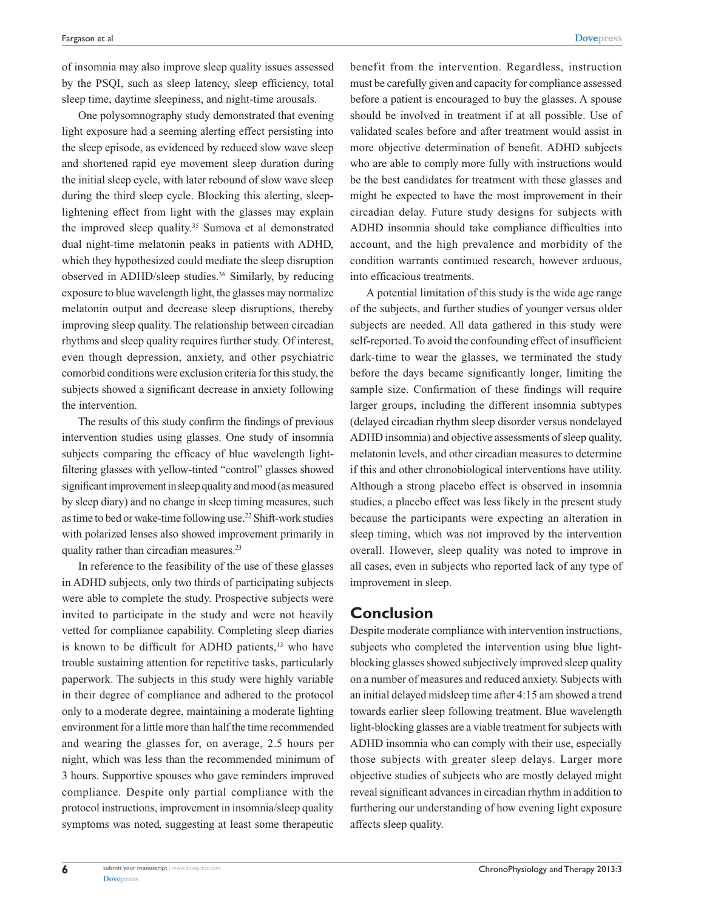of insomnia may also improve sleep quality issues assessed by the PSQI, such as sleep latency, sleep efficiency, total sleep time, daytime sleepiness, and night-time arousals.

One polysomnography study demonstrated that evening light exposure had a seeming alerting effect persisting into the sleep episode, as evidenced by reduced slow wave sleep and shortened rapid eye movement sleep duration during the initial sleep cycle, with later rebound of slow wave sleep during the third sleep cycle. Blocking this alerting, sleep-lightening effect from light with the glasses may explain the improved sleep quality.[35] Sumova et al demonstrated dual night-time melatonin peaks in patients with ADHD, which they hypothesized could mediate the sleep disruption observed in ADHD/sleep studies.[36] Similarly, by reducing exposure to blue wavelength light, the glasses may normalize melatonin output and decrease sleep disruptions, thereby improving sleep quality. The relationship between circadian rhythms and sleep quality requires further study. Of interest, even though depression, anxiety, and other psychiatric comorbid conditions were exclusion criteria for this study, the subjects showed a significant decrease in anxiety following the intervention.

The results of this study confirm the findings of previous intervention studies using glasses. One study of insomnia subjects comparing the efficacy of blue wavelength light-filtering glasses with yellow-tinted "control" glasses showed significant improvement in sleep quality and mood (as measured by sleep diary) and no change in sleep timing measures, such as time to bed or wake-time following use.[22] Shift-work studies with polarized lenses also showed improvement primarily in quality rather than circadian measures.[23]

In reference to the feasibility of the use of these glasses in ADHD subjects, only two thirds of participating subjects were able to complete the study. Prospective subjects were invited to participate in the study and were not heavily vetted for compliance capability. Completing sleep diaries is known to be difficult for ADHD patients,[13] who have trouble sustaining attention for repetitive tasks, particularly paperwork. The subjects in this study were highly variable in their degree of compliance and adhered to the protocol only to a moderate degree, maintaining a moderate lighting environment for a little more than half the time recommended and wearing the glasses for, on average, 2.5 hours per night, which was less than the recommended minimum of 3 hours. Supportive spouses who gave reminders improved compliance. Despite only partial compliance with the protocol instructions, improvement in insomnia/sleep quality symptoms was noted, suggesting at least some therapeutic benefit from the intervention. Regardless, instruction must be carefully given and capacity for compliance assessed before a patient is encouraged to buy the glasses. A spouse should be involved in treatment if at all possible. Use of validated scales before and after treatment would assist in more objective determination of benefit. ADHD subjects who are able to comply more fully with instructions would be the best candidates for treatment with these glasses and might be expected to have the most improvement in their circadian delay. Future study designs for subjects with ADHD insomnia should take compliance difficulties into account, and the high prevalence and morbidity of the condition warrants continued research, however arduous, into efficacious treatments.

A potential limitation of this study is the wide age range of the subjects, and further studies of younger versus older subjects are needed. All data gathered in this study were self-reported. To avoid the confounding effect of insufficient dark-time to wear the glasses, we terminated the study before the days became significantly longer, limiting the sample size. Confirmation of these findings will require larger groups, including the different insomnia subtypes (delayed circadian rhythm sleep disorder versus nondelayed ADHD insomnia) and objective assessments of sleep quality, melatonin levels, and other circadian measures to determine if this and other chronobiological interventions have utility. Although a strong placebo effect is observed in insomnia studies, a placebo effect was less likely in the present study because the participants were expecting an alteration in sleep timing, which was not improved by the intervention overall. However, sleep quality was noted to improve in all cases, even in subjects who reported lack of any type of improvement in sleep.

## Conclusion

Despite moderate compliance with intervention instructions, subjects who completed the intervention using blue light-blocking glasses showed subjectively improved sleep quality on a number of measures and reduced anxiety. Subjects with an initial delayed midsleep time after 4:15 am showed a trend towards earlier sleep following treatment. Blue wavelength light-blocking glasses are a viable treatment for subjects with ADHD insomnia who can comply with their use, especially those subjects with greater sleep delays. Larger more objective studies of subjects who are mostly delayed might reveal significant advances in circadian rhythm in addition to furthering our understanding of how evening light exposure affects sleep quality.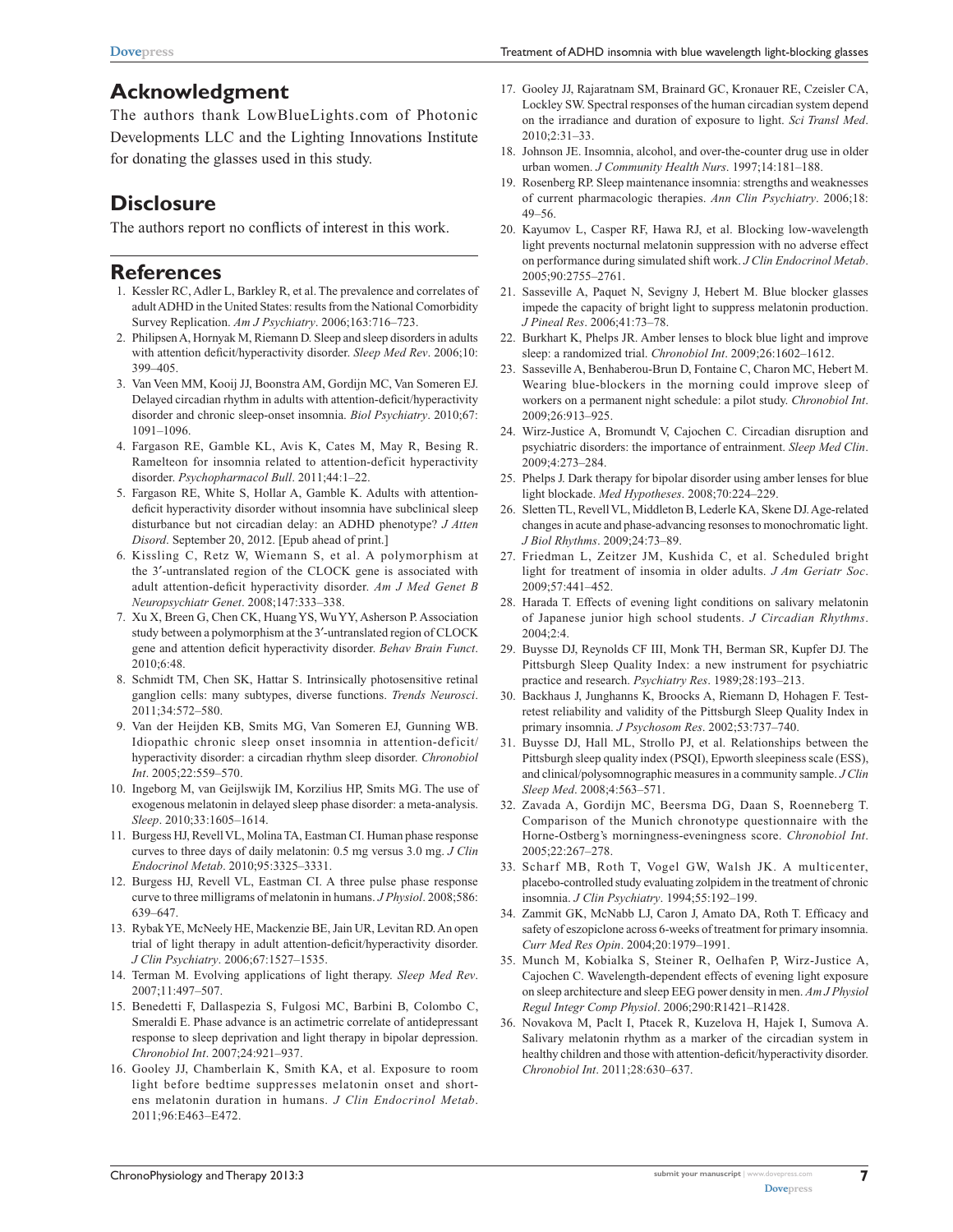## Acknowledgment

The authors thank LowBlueLights.com of Photonic Developments LLC and the Lighting Innovations Institute for donating the glasses used in this study.

## Disclosure

The authors report no conflicts of interest in this work.

## References

1. Kessler RC, Adler L, Barkley R, et al. The prevalence and correlates of adult ADHD in the United States: results from the National Comorbidity Survey Replication. *Am J Psychiatry*. 2006;163:716–723.
2. Philipsen A, Hornyak M, Riemann D. Sleep and sleep disorders in adults with attention deficit/hyperactivity disorder. *Sleep Med Rev*. 2006;10:399–405.
3. Van Veen MM, Kooij JJ, Boonstra AM, Gordijn MC, Van Someren EJ. Delayed circadian rhythm in adults with attention-deficit/hyperactivity disorder and chronic sleep-onset insomnia. *Biol Psychiatry*. 2010;67:1091–1096.
4. Fargason RE, Gamble KL, Avis K, Cates M, May R, Besing R. Ramelteon for insomnia related to attention-deficit hyperactivity disorder. *Psychopharmacol Bull*. 2011;44:1–22.
5. Fargason RE, White S, Hollar A, Gamble K. Adults with attention-deficit hyperactivity disorder without insomnia have subclinical sleep disturbance but not circadian delay: an ADHD phenotype? *J Atten Disord*. September 20, 2012. [Epub ahead of print.]
6. Kissling C, Retz W, Wiemann S, et al. A polymorphism at the 3′-untranslated region of the CLOCK gene is associated with adult attention-deficit hyperactivity disorder. *Am J Med Genet B Neuropsychiatr Genet*. 2008;147:333–338.
7. Xu X, Breen G, Chen CK, Huang YS, Wu YY, Asherson P. Association study between a polymorphism at the 3′-untranslated region of CLOCK gene and attention deficit hyperactivity disorder. *Behav Brain Funct*. 2010;6:48.
8. Schmidt TM, Chen SK, Hattar S. Intrinsically photosensitive retinal ganglion cells: many subtypes, diverse functions. *Trends Neurosci*. 2011;34:572–580.
9. Van der Heijden KB, Smits MG, Van Someren EJ, Gunning WB. Idiopathic chronic sleep onset insomnia in attention-deficit/hyperactivity disorder: a circadian rhythm sleep disorder. *Chronobiol Int*. 2005;22:559–570.
10. Ingeborg M, van Geijlswijk IM, Korzilius HP, Smits MG. The use of exogenous melatonin in delayed sleep phase disorder: a meta-analysis. *Sleep*. 2010;33:1605–1614.
11. Burgess HJ, Revell VL, Molina TA, Eastman CI. Human phase response curves to three days of daily melatonin: 0.5 mg versus 3.0 mg. *J Clin Endocrinol Metab*. 2010;95:3325–3331.
12. Burgess HJ, Revell VL, Eastman CI. A three pulse phase response curve to three milligrams of melatonin in humans. *J Physiol*. 2008;586:639–647.
13. Rybak YE, McNeely HE, Mackenzie BE, Jain UR, Levitan RD. An open trial of light therapy in adult attention-deficit/hyperactivity disorder. *J Clin Psychiatry*. 2006;67:1527–1535.
14. Terman M. Evolving applications of light therapy. *Sleep Med Rev*. 2007;11:497–507.
15. Benedetti F, Dallaspezia S, Fulgosi MC, Barbini B, Colombo C, Smeraldi E. Phase advance is an actimetric correlate of antidepressant response to sleep deprivation and light therapy in bipolar depression. *Chronobiol Int*. 2007;24:921–937.
16. Gooley JJ, Chamberlain K, Smith KA, et al. Exposure to room light before bedtime suppresses melatonin onset and shortens melatonin duration in humans. *J Clin Endocrinol Metab*. 2011;96:E463–E472.
17. Gooley JJ, Rajaratnam SM, Brainard GC, Kronauer RE, Czeisler CA, Lockley SW. Spectral responses of the human circadian system depend on the irradiance and duration of exposure to light. *Sci Transl Med*. 2010;2:31–33.
18. Johnson JE. Insomnia, alcohol, and over-the-counter drug use in older urban women. *J Community Health Nurs*. 1997;14:181–188.
19. Rosenberg RP. Sleep maintenance insomnia: strengths and weaknesses of current pharmacologic therapies. *Ann Clin Psychiatry*. 2006;18:49–56.
20. Kayumov L, Casper RF, Hawa RJ, et al. Blocking low-wavelength light prevents nocturnal melatonin suppression with no adverse effect on performance during simulated shift work. *J Clin Endocrinol Metab*. 2005;90:2755–2761.
21. Sasseville A, Paquet N, Sevigny J, Hebert M. Blue blocker glasses impede the capacity of bright light to suppress melatonin production. *J Pineal Res*. 2006;41:73–78.
22. Burkhart K, Phelps JR. Amber lenses to block blue light and improve sleep: a randomized trial. *Chronobiol Int*. 2009;26:1602–1612.
23. Sasseville A, Benhaberou-Brun D, Fontaine C, Charon MC, Hebert M. Wearing blue-blockers in the morning could improve sleep of workers on a permanent night schedule: a pilot study. *Chronobiol Int*. 2009;26:913–925.
24. Wirz-Justice A, Bromundt V, Cajochen C. Circadian disruption and psychiatric disorders: the importance of entrainment. *Sleep Med Clin*. 2009;4:273–284.
25. Phelps J. Dark therapy for bipolar disorder using amber lenses for blue light blockade. *Med Hypotheses*. 2008;70:224–229.
26. Sletten TL, Revell VL, Middleton B, Lederle KA, Skene DJ. Age-related changes in acute and phase-advancing resonses to monochromatic light. *J Biol Rhythms*. 2009;24:73–89.
27. Friedman L, Zeitzer JM, Kushida C, et al. Scheduled bright light for treatment of insomnia in older adults. *J Am Geriatr Soc*. 2009;57:441–452.
28. Harada T. Effects of evening light conditions on salivary melatonin of Japanese junior high school students. *J Circadian Rhythms*. 2004;2:4.
29. Buysse DJ, Reynolds CF III, Monk TH, Berman SR, Kupfer DJ. The Pittsburgh Sleep Quality Index: a new instrument for psychiatric practice and research. *Psychiatry Res*. 1989;28:193–213.
30. Backhaus J, Junghanns K, Broocks A, Riemann D, Hohagen F. Test-retest reliability and validity of the Pittsburgh Sleep Quality Index in primary insomnia. *J Psychosom Res*. 2002;53:737–740.
31. Buysse DJ, Hall ML, Strollo PJ, et al. Relationships between the Pittsburgh sleep quality index (PSQI), Epworth sleepiness scale (ESS), and clinical/polysomnographic measures in a community sample. *J Clin Sleep Med*. 2008;4:563–571.
32. Zavada A, Gordijn MC, Beersma DG, Daan S, Roenneberg T. Comparison of the Munich chronotype questionnaire with the Horne-Ostberg's morningness-eveningness score. *Chronobiol Int*. 2005;22:267–278.
33. Scharf MB, Roth T, Vogel GW, Walsh JK. A multicenter, placebo-controlled study evaluating zolpidem in the treatment of chronic insomnia. *J Clin Psychiatry*. 1994;55:192–199.
34. Zammit GK, McNabb LJ, Caron J, Amato DA, Roth T. Efficacy and safety of eszopiclone across 6-weeks of treatment for primary insomnia. *Curr Med Res Opin*. 2004;20:1979–1991.
35. Munch M, Kobialka S, Steiner R, Oelhafen P, Wirz-Justice A, Cajochen C. Wavelength-dependent effects of evening light exposure on sleep architecture and sleep EEG power density in men. *Am J Physiol Regul Integr Comp Physiol*. 2006;290:R1421–R1428.
36. Novakova M, Paclt I, Ptacek R, Kuzelova H, Hajek I, Sumova A. Salivary melatonin rhythm as a marker of the circadian system in healthy children and those with attention-deficit/hyperactivity disorder. *Chronobiol Int*. 2011;28:630–637.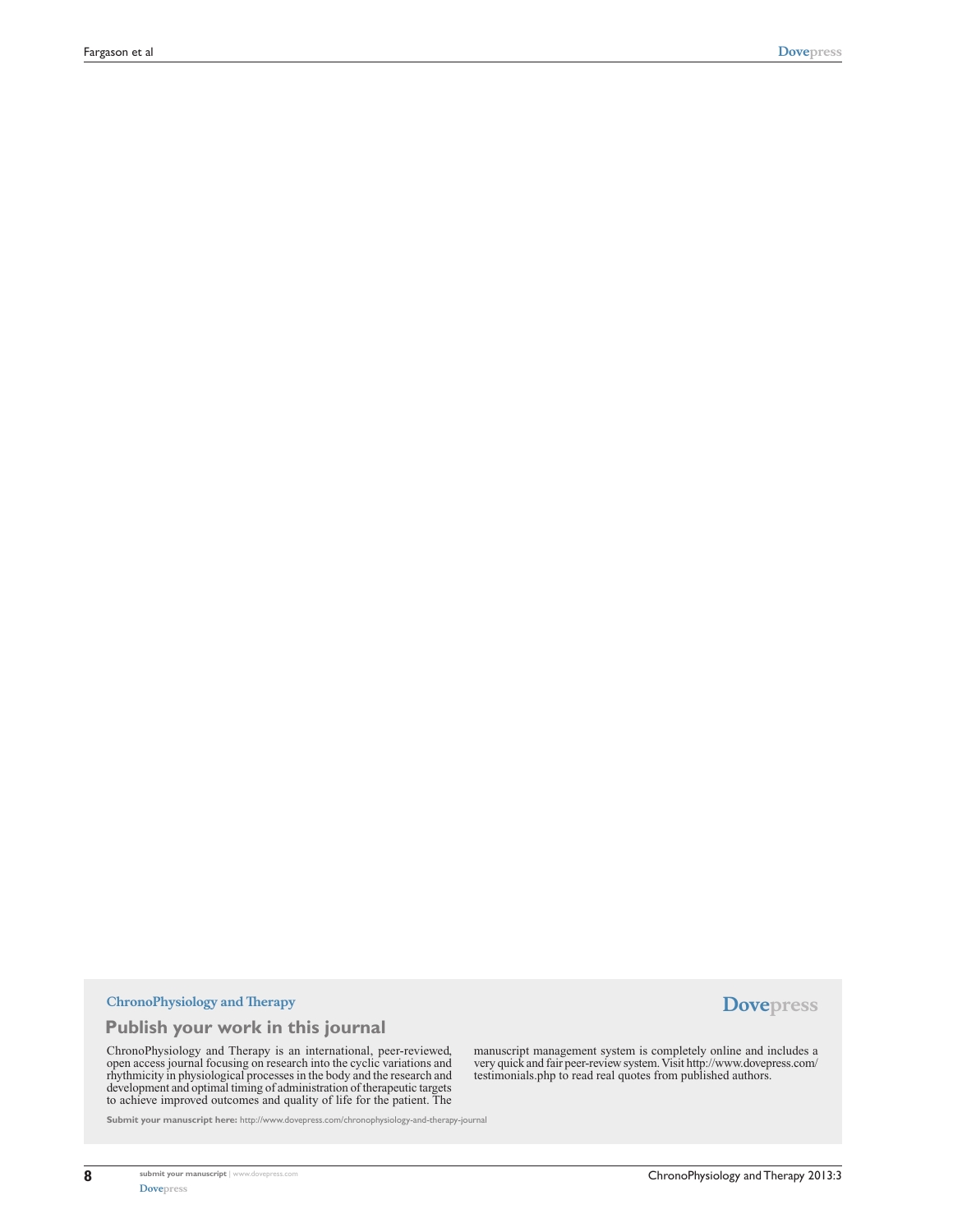**ChronoPhysiology and Therapy**

**Dovepress**

## Publish your work in this journal

ChronoPhysiology and Therapy is an international, peer-reviewed, open access journal focusing on research into the cyclic variations and rhythmicity in physiological processes in the body and the research and development and optimal timing of administration of therapeutic targets to achieve improved outcomes and quality of life for the patient. The manuscript management system is completely online and includes a very quick and fair peer-review system. Visit http://www.dovepress.com/testimonials.php to read real quotes from published authors.

**Submit your manuscript here:** http://www.dovepress.com/chronophysiology-and-therapy-journal